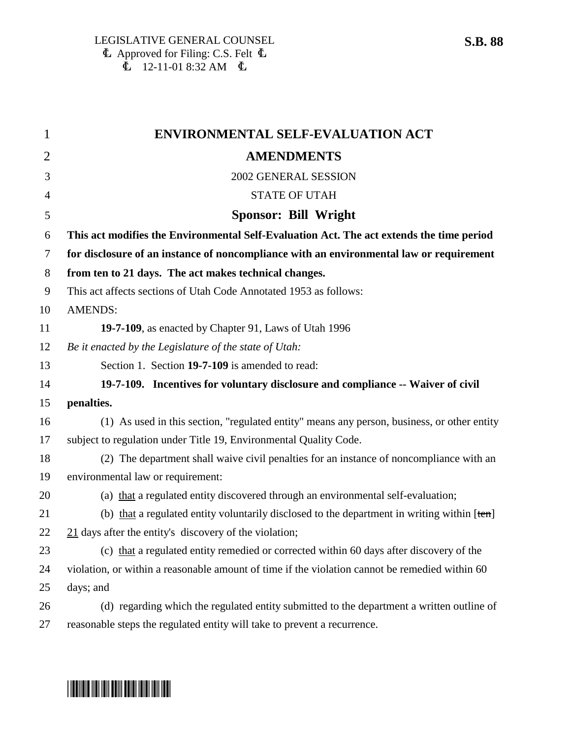LEGISLATIVE GENERAL COUNSEL
Ȼ Approved for Filing: C.S. Felt Ȼ
Ȼ 12-11-01 8:32 AM Ȼ

**S.B. 88**

# ENVIRONMENTAL SELF-EVALUATION ACT AMENDMENTS

2002 GENERAL SESSION

STATE OF UTAH

**Sponsor: Bill Wright**

**This act modifies the Environmental Self-Evaluation Act. The act extends the time period for disclosure of an instance of noncompliance with an environmental law or requirement from ten to 21 days. The act makes technical changes.**

This act affects sections of Utah Code Annotated 1953 as follows:

AMENDS:

**19-7-109**, as enacted by Chapter 91, Laws of Utah 1996

*Be it enacted by the Legislature of the state of Utah:*

Section 1. Section **19-7-109** is amended to read:

**19-7-109. Incentives for voluntary disclosure and compliance -- Waiver of civil penalties.**

(1) As used in this section, "regulated entity" means any person, business, or other entity subject to regulation under Title 19, Environmental Quality Code.

(2) The department shall waive civil penalties for an instance of noncompliance with an environmental law or requirement:

(a) <u>that</u> a regulated entity discovered through an environmental self-evaluation;

(b) <u>that</u> a regulated entity voluntarily disclosed to the department in writing within [~~ten~~] <u>21</u> days after the entity's discovery of the violation;

(c) <u>that</u> a regulated entity remedied or corrected within 60 days after discovery of the violation, or within a reasonable amount of time if the violation cannot be remedied within 60 days; and

(d) regarding which the regulated entity submitted to the department a written outline of reasonable steps the regulated entity will take to prevent a recurrence.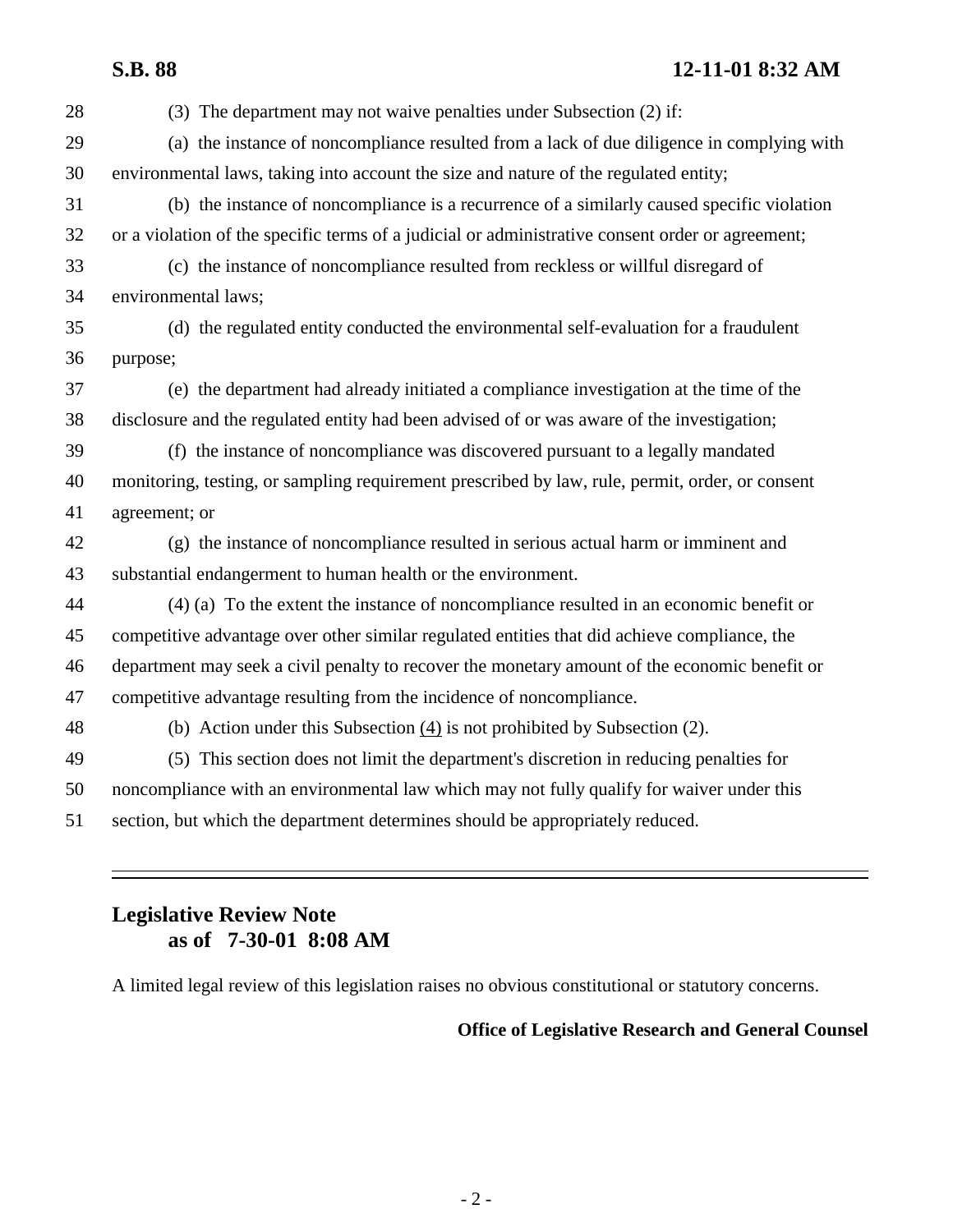(3) The department may not waive penalties under Subsection (2) if:

(a) the instance of noncompliance resulted from a lack of due diligence in complying with environmental laws, taking into account the size and nature of the regulated entity;

(b) the instance of noncompliance is a recurrence of a similarly caused specific violation or a violation of the specific terms of a judicial or administrative consent order or agreement;

(c) the instance of noncompliance resulted from reckless or willful disregard of environmental laws;

(d) the regulated entity conducted the environmental self-evaluation for a fraudulent purpose;

(e) the department had already initiated a compliance investigation at the time of the disclosure and the regulated entity had been advised of or was aware of the investigation;

(f) the instance of noncompliance was discovered pursuant to a legally mandated monitoring, testing, or sampling requirement prescribed by law, rule, permit, order, or consent agreement; or

(g) the instance of noncompliance resulted in serious actual harm or imminent and substantial endangerment to human health or the environment.

(4) (a) To the extent the instance of noncompliance resulted in an economic benefit or competitive advantage over other similar regulated entities that did achieve compliance, the department may seek a civil penalty to recover the monetary amount of the economic benefit or competitive advantage resulting from the incidence of noncompliance.

(b) Action under this Subsection (4) is not prohibited by Subsection (2).

(5) This section does not limit the department's discretion in reducing penalties for noncompliance with an environmental law which may not fully qualify for waiver under this section, but which the department determines should be appropriately reduced.

---

## Legislative Review Note
### as of 7-30-01 8:08 AM

A limited legal review of this legislation raises no obvious constitutional or statutory concerns.

**Office of Legislative Research and General Counsel**